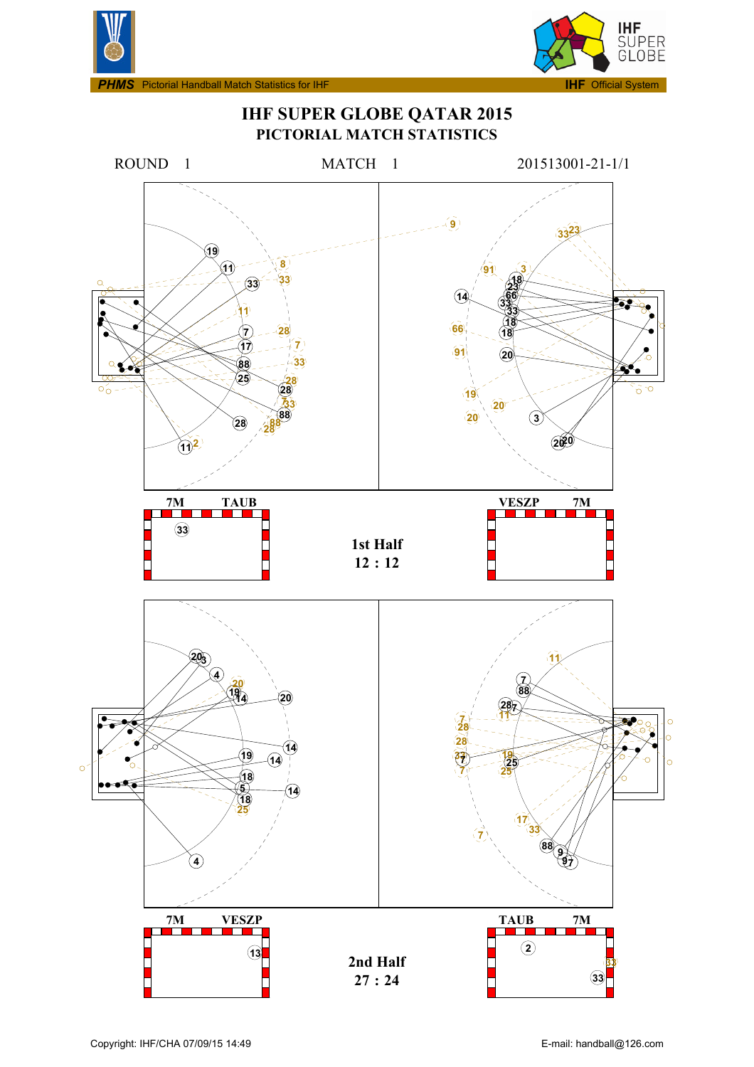**PHMS** Pictorial Handball Match Statistics for IHF — **IHF** Official System

# IHF SUPER GLOBE QATAR 2015

## PICTORIAL MATCH STATISTICS

ROUND 1 MATCH 1 201513001-21-1/1

7M TAUB

VESZP 7M

**1st Half**
**12 : 12**

7M VESZP

TAUB 7M

**2nd Half**
**27 : 24**

Copyright: IHF/CHA 07/09/15 14:49

E-mail: handball@126.com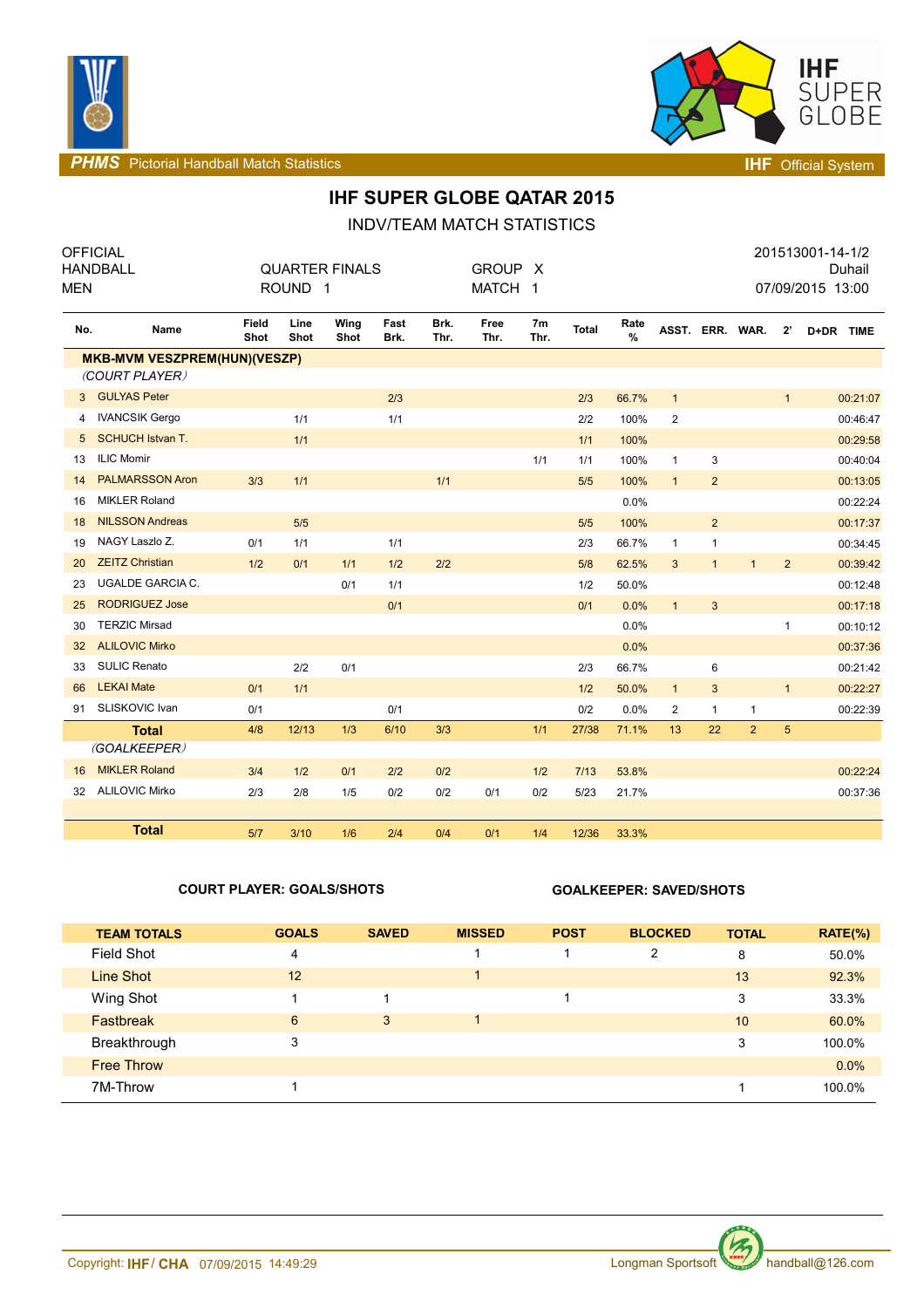PHMS Pictorial Handball Match Statistics IHF Official System

# IHF SUPER GLOBE QATAR 2015

## INDV/TEAM MATCH STATISTICS

| OFFICIAL HANDBALL MEN | QUARTER FINALS ROUND 1 | GROUP X MATCH 1 | 201513001-14-1/2 Duhail 07/09/2015 13:00 |
|---|---|---|---|

| No. | Name | Field Shot | Line Shot | Wing Shot | Fast Brk. | Brk. Thr. | Free Thr. | 7m Thr. | Total | Rate % | ASST. | ERR. | WAR. | 2' | D+DR | TIME |
|---|---|---|---|---|---|---|---|---|---|---|---|---|---|---|---|---|
| | **MKB-MVM VESZPREM(HUN)(VESZP)** | | | | | | | | | | | | | | | |
| | *(COURT PLAYER)* | | | | | | | | | | | | | | | |
| 3 | GULYAS Peter | | | | 2/3 | | | | 2/3 | 66.7% | 1 | | | 1 | | 00:21:07 |
| 4 | IVANCSIK Gergo | | 1/1 | | 1/1 | | | | 2/2 | 100% | 2 | | | | | 00:46:47 |
| 5 | SCHUCH Istvan T. | | 1/1 | | | | | | 1/1 | 100% | | | | | | 00:29:58 |
| 13 | ILIC Momir | | | | | | | 1/1 | 1/1 | 100% | 1 | 3 | | | | 00:40:04 |
| 14 | PALMARSSON Aron | 3/3 | 1/1 | | | 1/1 | | | 5/5 | 100% | 1 | 2 | | | | 00:13:05 |
| 16 | MIKLER Roland | | | | | | | | | 0.0% | | | | | | 00:22:24 |
| 18 | NILSSON Andreas | | 5/5 | | | | | | 5/5 | 100% | | 2 | | | | 00:17:37 |
| 19 | NAGY Laszlo Z. | 0/1 | 1/1 | | 1/1 | | | | 2/3 | 66.7% | 1 | 1 | | | | 00:34:45 |
| 20 | ZEITZ Christian | 1/2 | 0/1 | 1/1 | 1/2 | 2/2 | | | 5/8 | 62.5% | 3 | 1 | 1 | 2 | | 00:39:42 |
| 23 | UGALDE GARCIA C. | | | 0/1 | 1/1 | | | | 1/2 | 50.0% | | | | | | 00:12:48 |
| 25 | RODRIGUEZ Jose | | | | 0/1 | | | | 0/1 | 0.0% | 1 | 3 | | | | 00:17:18 |
| 30 | TERZIC Mirsad | | | | | | | | | 0.0% | | | | 1 | | 00:10:12 |
| 32 | ALILOVIC Mirko | | | | | | | | | 0.0% | | | | | | 00:37:36 |
| 33 | SULIC Renato | | 2/2 | 0/1 | | | | | 2/3 | 66.7% | | 6 | | | | 00:21:42 |
| 66 | LEKAI Mate | 0/1 | 1/1 | | | | | | 1/2 | 50.0% | 1 | 3 | | 1 | | 00:22:27 |
| 91 | SLISKOVIC Ivan | 0/1 | | | 0/1 | | | | 0/2 | 0.0% | 2 | 1 | 1 | | | 00:22:39 |
| | **Total** | 4/8 | 12/13 | 1/3 | 6/10 | 3/3 | | 1/1 | 27/38 | 71.1% | 13 | 22 | 2 | 5 | | |
| | *(GOALKEEPER)* | | | | | | | | | | | | | | | |
| 16 | MIKLER Roland | 3/4 | 1/2 | 0/1 | 2/2 | 0/2 | | 1/2 | 7/13 | 53.8% | | | | | | 00:22:24 |
| 32 | ALILOVIC Mirko | 2/3 | 2/8 | 1/5 | 0/2 | 0/2 | 0/1 | 0/2 | 5/23 | 21.7% | | | | | | 00:37:36 |
| | **Total** | 5/7 | 3/10 | 1/6 | 2/4 | 0/4 | 0/1 | 1/4 | 12/36 | 33.3% | | | | | | |

**COURT PLAYER: GOALS/SHOTS** **GOALKEEPER: SAVED/SHOTS**

| TEAM TOTALS | GOALS | SAVED | MISSED | POST | BLOCKED | TOTAL | RATE(%) |
|---|---|---|---|---|---|---|---|
| Field Shot | 4 | | 1 | 1 | 2 | 8 | 50.0% |
| Line Shot | 12 | | 1 | | | 13 | 92.3% |
| Wing Shot | 1 | 1 | | 1 | | 3 | 33.3% |
| Fastbreak | 6 | 3 | 1 | | | 10 | 60.0% |
| Breakthrough | 3 | | | | | 3 | 100.0% |
| Free Throw | | | | | | | 0.0% |
| 7M-Throw | 1 | | | | | 1 | 100.0% |

Copyright: IHF / CHA 07/09/2015 14:49:29 Longman Sportsoft handball@126.com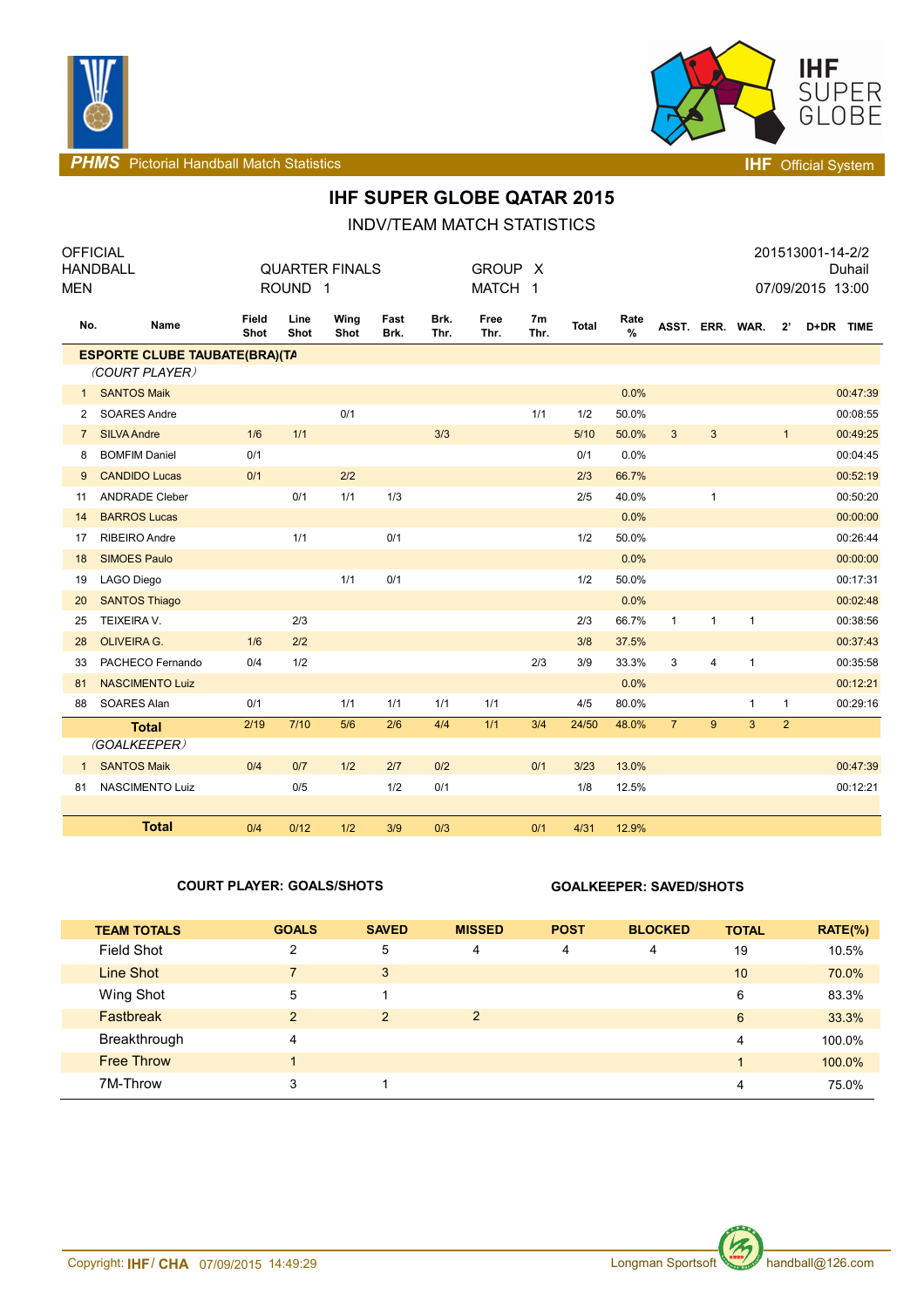# IHF SUPER GLOBE QATAR 2015

## INDV/TEAM MATCH STATISTICS

| OFFICIAL | | | 201513001-14-2/2 |
|---|---|---|---|
| HANDBALL | QUARTER FINALS | GROUP X | Duhail |
| MEN | ROUND 1 | MATCH 1 | 07/09/2015 13:00 |

| No. | Name | Field Shot | Line Shot | Wing Shot | Fast Brk. | Brk. Thr. | Free Thr. | 7m Thr. | Total | Rate % | ASST. | ERR. | WAR. | 2' | D+DR | TIME |
|---|---|---|---|---|---|---|---|---|---|---|---|---|---|---|---|---|
| **ESPORTE CLUBE TAUBATE(BRA)(TA** | | | | | | | | | | | | | | | | |
| *(COURT PLAYER)* | | | | | | | | | | | | | | | | |
| 1 | SANTOS Maik | | | | | | | | | 0.0% | | | | | | 00:47:39 |
| 2 | SOARES Andre | | | 0/1 | | | | 1/1 | 1/2 | 50.0% | | | | | | 00:08:55 |
| 7 | SILVA Andre | 1/6 | 1/1 | | | 3/3 | | | 5/10 | 50.0% | 3 | 3 | | 1 | | 00:49:25 |
| 8 | BOMFIM Daniel | 0/1 | | | | | | | 0/1 | 0.0% | | | | | | 00:04:45 |
| 9 | CANDIDO Lucas | 0/1 | | 2/2 | | | | | 2/3 | 66.7% | | | | | | 00:52:19 |
| 11 | ANDRADE Cleber | | 0/1 | 1/1 | 1/3 | | | | 2/5 | 40.0% | | 1 | | | | 00:50:20 |
| 14 | BARROS Lucas | | | | | | | | | 0.0% | | | | | | 00:00:00 |
| 17 | RIBEIRO Andre | | 1/1 | | 0/1 | | | | 1/2 | 50.0% | | | | | | 00:26:44 |
| 18 | SIMOES Paulo | | | | | | | | | 0.0% | | | | | | 00:00:00 |
| 19 | LAGO Diego | | | 1/1 | 0/1 | | | | 1/2 | 50.0% | | | | | | 00:17:31 |
| 20 | SANTOS Thiago | | | | | | | | | 0.0% | | | | | | 00:02:48 |
| 25 | TEIXEIRA V. | | 2/3 | | | | | | 2/3 | 66.7% | 1 | 1 | 1 | | | 00:38:56 |
| 28 | OLIVEIRA G. | 1/6 | 2/2 | | | | | | 3/8 | 37.5% | | | | | | 00:37:43 |
| 33 | PACHECO Fernando | 0/4 | 1/2 | | | | | 2/3 | 3/9 | 33.3% | 3 | 4 | 1 | | | 00:35:58 |
| 81 | NASCIMENTO Luiz | | | | | | | | | 0.0% | | | | | | 00:12:21 |
| 88 | SOARES Alan | 0/1 | | 1/1 | 1/1 | 1/1 | 1/1 | | 4/5 | 80.0% | | | 1 | 1 | | 00:29:16 |
| | **Total** | 2/19 | 7/10 | 5/6 | 2/6 | 4/4 | 1/1 | 3/4 | 24/50 | 48.0% | 7 | 9 | 3 | 2 | | |
| *(GOALKEEPER)* | | | | | | | | | | | | | | | | |
| 1 | SANTOS Maik | 0/4 | 0/7 | 1/2 | 2/7 | 0/2 | | 0/1 | 3/23 | 13.0% | | | | | | 00:47:39 |
| 81 | NASCIMENTO Luiz | | 0/5 | | 1/2 | 0/1 | | | 1/8 | 12.5% | | | | | | 00:12:21 |
| | **Total** | 0/4 | 0/12 | 1/2 | 3/9 | 0/3 | | 0/1 | 4/31 | 12.9% | | | | | | |

**COURT PLAYER: GOALS/SHOTS** **GOALKEEPER: SAVED/SHOTS**

| TEAM TOTALS | GOALS | SAVED | MISSED | POST | BLOCKED | TOTAL | RATE(%) |
|---|---|---|---|---|---|---|---|
| Field Shot | 2 | 5 | 4 | 4 | 4 | 19 | 10.5% |
| Line Shot | 7 | 3 | | | | 10 | 70.0% |
| Wing Shot | 5 | 1 | | | | 6 | 83.3% |
| Fastbreak | 2 | 2 | 2 | | | 6 | 33.3% |
| Breakthrough | 4 | | | | | 4 | 100.0% |
| Free Throw | 1 | | | | | 1 | 100.0% |
| 7M-Throw | 3 | 1 | | | | 4 | 75.0% |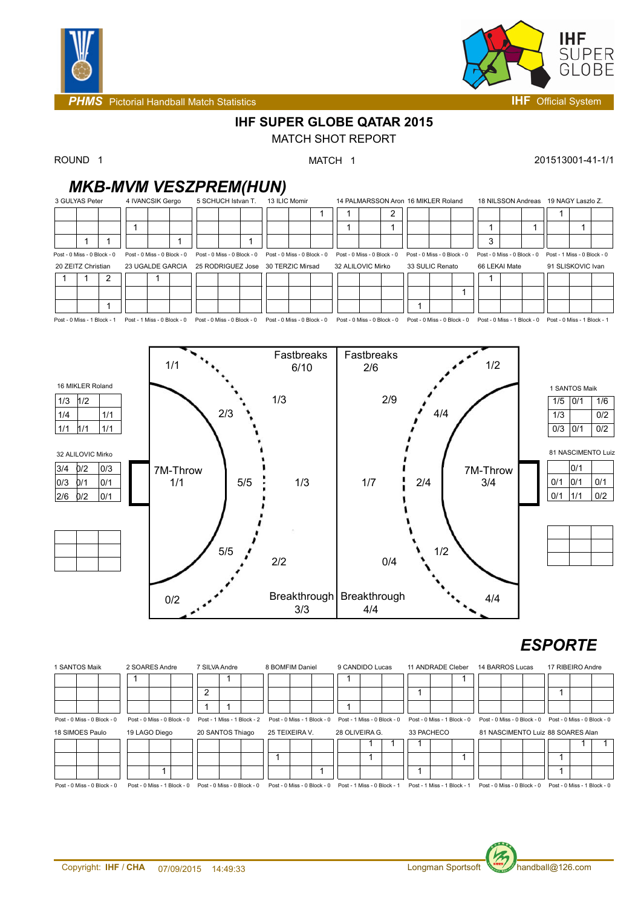PHMS Pictorial Handball Match Statistics

IHF Official System

## IHF SUPER GLOBE QATAR 2015

MATCH SHOT REPORT

ROUND 1 MATCH 1 201513001-41-1/1

## *MKB-MVM VESZPREM(HUN)*

3 GULYAS Peter

| | | |
|---|---|---|
| | | |
| | | |
| | 1 | 1 |

Post - 0 Miss - 0 Block - 0

4 IVANCSIK Gergo

| | | |
|---|---|---|
| | | |
| 1 | | |
| | | 1 |

Post - 0 Miss - 0 Block - 0

5 SCHUCH Istvan T.

| | | |
|---|---|---|
| | | |
| | | |
| | | 1 |

Post - 0 Miss - 0 Block - 0

13 ILIC Momir

| | | |
|---|---|---|
| | | 1 |
| | | |
| | | |

Post - 0 Miss - 0 Block - 0

14 PALMARSSON Aron

| | | |
|---|---|---|
| 1 | | 2 |
| 1 | | 1 |
| | | |

Post - 0 Miss - 0 Block - 0

16 MIKLER Roland

| | | |
|---|---|---|
| | | |
| | | |
| | | |

Post - 0 Miss - 0 Block - 0

18 NILSSON Andreas

| | | |
|---|---|---|
| | | |
| 1 | | 1 |
| 3 | | |

Post - 0 Miss - 0 Block - 0

19 NAGY Laszlo Z.

| | | |
|---|---|---|
| 1 | | |
| | 1 | |
| | | |

Post - 1 Miss - 0 Block - 0

20 ZEITZ Christian

| | | |
|---|---|---|
| 1 | 1 | 2 |
| | | |
| | | 1 |

Post - 0 Miss - 1 Block - 1

23 UGALDE GARCIA

| | | |
|---|---|---|
| | 1 | |
| | | |
| | | |

Post - 1 Miss - 0 Block - 0

25 RODRIGUEZ Jose

| | | |
|---|---|---|
| | | |
| | | |
| | | |

Post - 0 Miss - 0 Block - 0

30 TERZIC Mirsad

| | | |
|---|---|---|
| | | |
| | | |
| | | |

Post - 0 Miss - 0 Block - 0

32 ALILOVIC Mirko

| | | |
|---|---|---|
| | | |
| | | |
| | | |

Post - 0 Miss - 0 Block - 0

33 SULIC Renato

| | | |
|---|---|---|
| | | |
| | | 1 |
| 1 | | |

Post - 0 Miss - 0 Block - 0

66 LEKAI Mate

| | | |
|---|---|---|
| 1 | | |
| | | |
| | | |

Post - 0 Miss - 1 Block - 0

91 SLISKOVIC Ivan

| | | |
|---|---|---|
| | | |
| | | |
| | | |

Post - 0 Miss - 1 Block - 1

16 MIKLER Roland

| | | |
|---|---|---|
| 1/3 | 1/2 | |
| 1/4 | | 1/1 |
| 1/1 | 1/1 | 1/1 |

32 ALILOVIC Mirko

| | | |
|---|---|---|
| 3/4 | 0/2 | 0/3 |
| 0/3 | 0/1 | 0/1 |
| 2/6 | 0/2 | 0/1 |

1 SANTOS Maik

| | | |
|---|---|---|
| 1/5 | 0/1 | 1/6 |
| 1/3 | | 0/2 |
| 0/3 | 0/1 | 0/2 |

81 NASCIMENTO Luiz

| | | |
|---|---|---|
| | 0/1 | |
| 0/1 | 0/1 | 0/1 |
| 0/1 | 1/1 | 0/2 |

Left half of court: 1/1, 2/3, 1/3, Fastbreaks 6/10, 7M-Throw 1/1, 5/5, 1/3, 5/5, 2/2, 0/2, Breakthrough 3/3

Right half of court: Fastbreaks 2/6, 1/2, 2/9, 4/4, 7M-Throw 3/4, 1/7, 2/4, 1/2, 0/4, Breakthrough 4/4, 4/4

## *ESPORTE*

1 SANTOS Maik

| | | |
|---|---|---|
| | | |
| | | |
| | | |

Post - 0 Miss - 0 Block - 0

2 SOARES Andre

| | | |
|---|---|---|
| 1 | | |
| | | |
| | | |

Post - 0 Miss - 0 Block - 0

7 SILVA Andre

| | | |
|---|---|---|
| | 1 | |
| 2 | | |
| 1 | 1 | |

Post - 1 Miss - 1 Block - 2

8 BOMFIM Daniel

| | | |
|---|---|---|
| | | |
| | | |
| | | |

Post - 0 Miss - 1 Block - 0

9 CANDIDO Lucas

| | | |
|---|---|---|
| 1 | | |
| | | |
| 1 | | |

Post - 1 Miss - 0 Block - 0

11 ANDRADE Cleber

| | | |
|---|---|---|
| | | 1 |
| 1 | | |
| | | |

Post - 0 Miss - 1 Block - 0

14 BARROS Lucas

| | | |
|---|---|---|
| | | |
| | | |
| | | |

Post - 0 Miss - 0 Block - 0

17 RIBEIRO Andre

| | | |
|---|---|---|
| | | |
| 1 | | |
| | | |

Post - 0 Miss - 0 Block - 0

18 SIMOES Paulo

| | | |
|---|---|---|
| | | |
| | | |
| | | |

Post - 0 Miss - 0 Block - 0

19 LAGO Diego

| | | |
|---|---|---|
| | | |
| | | |
| | 1 | |

Post - 0 Miss - 1 Block - 0

20 SANTOS Thiago

| | | |
|---|---|---|
| | | |
| | | |
| | | |

Post - 0 Miss - 0 Block - 0

25 TEIXEIRA V.

| | | |
|---|---|---|
| | | |
| 1 | | |
| | | 1 |

Post - 0 Miss - 0 Block - 0

28 OLIVEIRA G.

| | | |
|---|---|---|
| | 1 | 1 |
| | 1 | |
| | | |

Post - 1 Miss - 0 Block - 1

33 PACHECO

| | | |
|---|---|---|
| 1 | | |
| | | 1 |
| 1 | | |

Post - 1 Miss - 1 Block - 1

81 NASCIMENTO Luiz

| | | |
|---|---|---|
| | | |
| | | |
| | | |

Post - 0 Miss - 0 Block - 0

88 SOARES Alan

| | | |
|---|---|---|
| | 1 | 1 |
| 1 | | |
| 1 | | |

Post - 0 Miss - 1 Block - 0

Copyright: IHF / CHA 07/09/2015 14:49:33 Longman Sportsoft handball@126.com